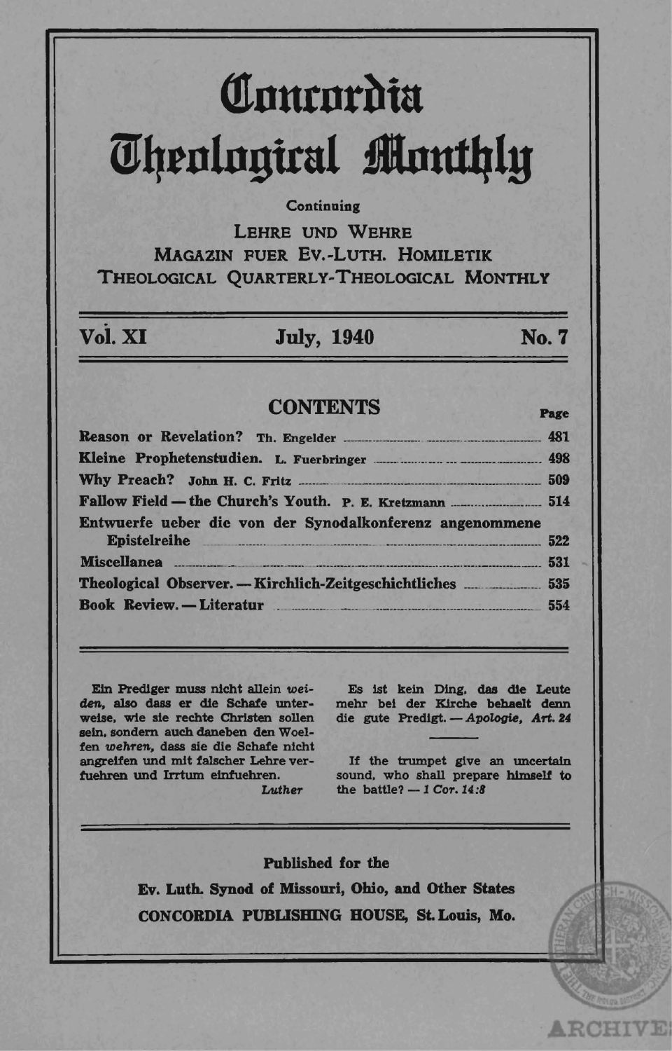# Concordia Theological Monthly

Continuing

LEHRE UND WEHRE
MAGAZIN FUER EV.-LUTH. HOMILETIK
THEOLOGICAL QUARTERLY-THEOLOGICAL MONTHLY

**Vol. XI** **July, 1940** **No. 7**

## CONTENTS

| | Page |
|---|---|
| **Reason or Revelation?** Th. Engelder | 481 |
| **Kleine Prophetenstudien.** L. Fuerbringer | 498 |
| **Why Preach?** John H. C. Fritz | 509 |
| **Fallow Field — the Church's Youth.** P. E. Kretzmann | 514 |
| **Entwuerfe ueber die von der Synodalkonferenz angenommene Epistelreihe** | 522 |
| **Miscellanea** | 531 |
| **Theological Observer. — Kirchlich-Zeitgeschichtliches** | 535 |
| **Book Review. — Literatur** | 554 |

Ein Prediger muss nicht allein *weiden*, also dass er die Schafe unterweise, wie sie rechte Christen sollen sein, sondern auch daneben den Woelfen *wehren*, dass sie die Schafe nicht angreifen und mit falscher Lehre verfuehren und Irrtum einfuehren.
*Luther*

Es ist kein Ding, das die Leute mehr bei der Kirche behaelt denn die gute Predigt. — *Apologie, Art. 24*

If the trumpet give an uncertain sound, who shall prepare himself to the battle? — *1 Cor. 14:8*

**Published for the**

**Ev. Luth. Synod of Missouri, Ohio, and Other States**

**CONCORDIA PUBLISHING HOUSE, St. Louis, Mo.**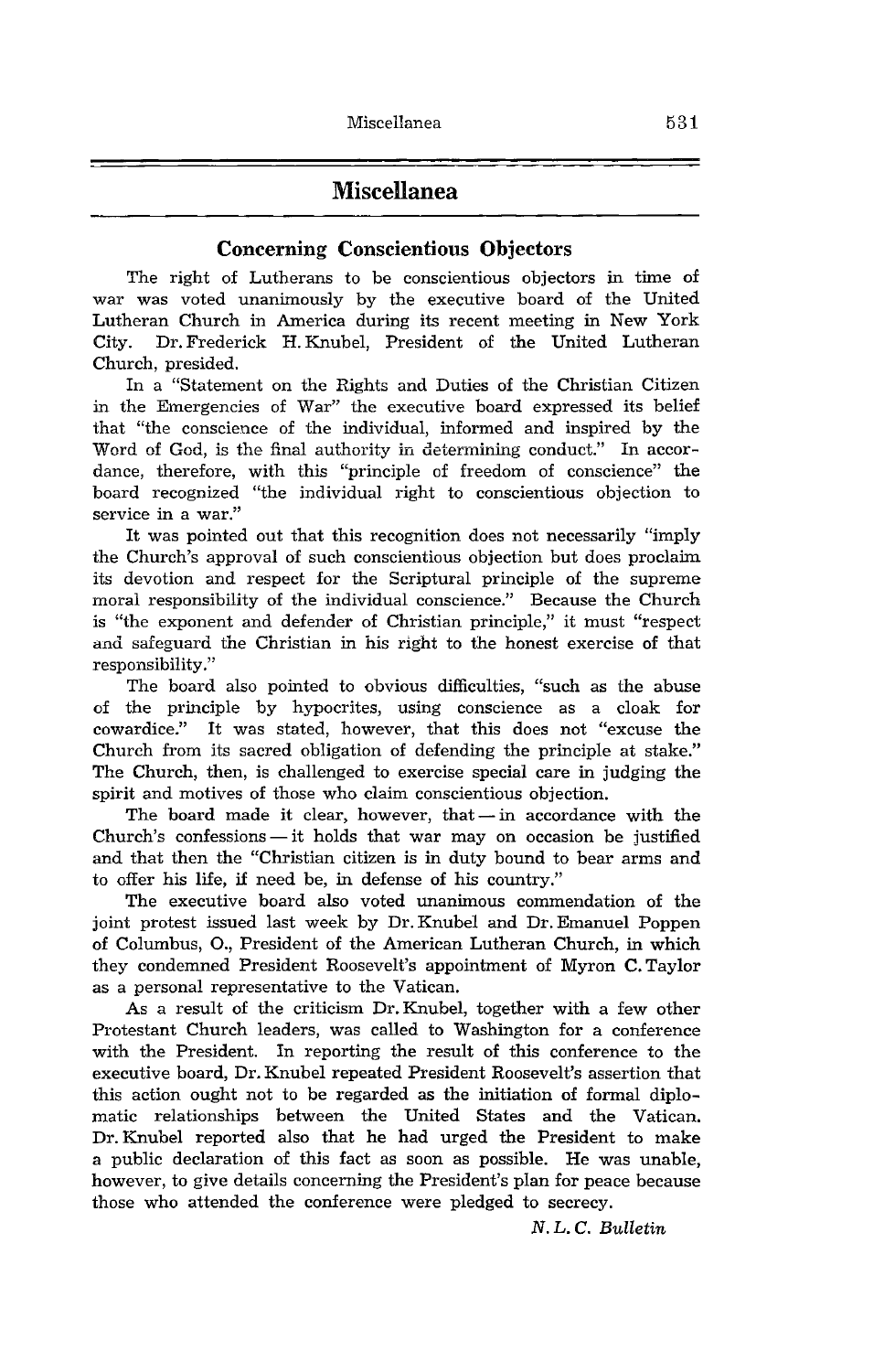## Miscellanea

### Concerning Conscientious Objectors

The right of Lutherans to be conscientious objectors in time of war was voted unanimously by the executive board of the United Lutheran Church in America during its recent meeting in New York City. Dr. Frederick H. Knubel, President of the United Lutheran Church, presided.

In a "Statement on the Rights and Duties of the Christian Citizen in the Emergencies of War" the executive board expressed its belief that "the conscience of the individual, informed and inspired by the Word of God, is the final authority in determining conduct." In accordance, therefore, with this "principle of freedom of conscience" the board recognized "the individual right to conscientious objection to service in a war."

It was pointed out that this recognition does not necessarily "imply the Church's approval of such conscientious objection but does proclaim its devotion and respect for the Scriptural principle of the supreme moral responsibility of the individual conscience." Because the Church is "the exponent and defender of Christian principle," it must "respect and safeguard the Christian in his right to the honest exercise of that responsibility."

The board also pointed to obvious difficulties, "such as the abuse of the principle by hypocrites, using conscience as a cloak for cowardice." It was stated, however, that this does not "excuse the Church from its sacred obligation of defending the principle at stake." The Church, then, is challenged to exercise special care in judging the spirit and motives of those who claim conscientious objection.

The board made it clear, however, that — in accordance with the Church's confessions — it holds that war may on occasion be justified and that then the "Christian citizen is in duty bound to bear arms and to offer his life, if need be, in defense of his country."

The executive board also voted unanimous commendation of the joint protest issued last week by Dr. Knubel and Dr. Emanuel Poppen of Columbus, O., President of the American Lutheran Church, in which they condemned President Roosevelt's appointment of Myron C. Taylor as a personal representative to the Vatican.

As a result of the criticism Dr. Knubel, together with a few other Protestant Church leaders, was called to Washington for a conference with the President. In reporting the result of this conference to the executive board, Dr. Knubel repeated President Roosevelt's assertion that this action ought not to be regarded as the initiation of formal diplomatic relationships between the United States and the Vatican. Dr. Knubel reported also that he had urged the President to make a public declaration of this fact as soon as possible. He was unable, however, to give details concerning the President's plan for peace because those who attended the conference were pledged to secrecy.

*N. L. C. Bulletin*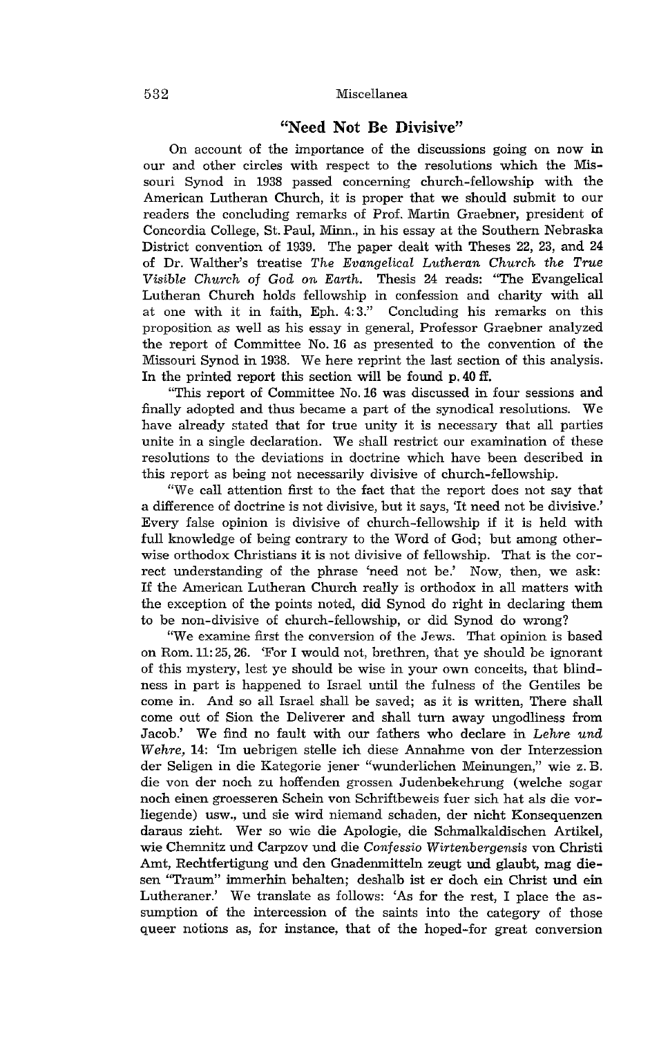## "Need Not Be Divisive"

On account of the importance of the discussions going on now in our and other circles with respect to the resolutions which the Missouri Synod in 1938 passed concerning church-fellowship with the American Lutheran Church, it is proper that we should submit to our readers the concluding remarks of Prof. Martin Graebner, president of Concordia College, St. Paul, Minn., in his essay at the Southern Nebraska District convention of 1939. The paper dealt with Theses 22, 23, and 24 of Dr. Walther's treatise *The Evangelical Lutheran Church the True Visible Church of God on Earth.* Thesis 24 reads: "The Evangelical Lutheran Church holds fellowship in confession and charity with all at one with it in faith, Eph. 4:3." Concluding his remarks on this proposition as well as his essay in general, Professor Graebner analyzed the report of Committee No. 16 as presented to the convention of the Missouri Synod in 1938. We here reprint the last section of this analysis. **In the printed report this section will be found p. 40 ff.**

"This report of Committee No. 16 was discussed in four sessions and finally adopted and thus became a part of the synodical resolutions. We have already stated that for true unity it is necessary that all parties unite in a single declaration. We shall restrict our examination of these resolutions to the deviations in doctrine which have been described in this report as being not necessarily divisive of church-fellowship.

"We call attention first to the fact that the report does not say that a difference of doctrine is not divisive, but it says, 'It need not be divisive.' Every false opinion is divisive of church-fellowship if it is held with full knowledge of being contrary to the Word of God; but among otherwise orthodox Christians it is not divisive of fellowship. That is the correct understanding of the phrase 'need not be.' Now, then, we ask: If the American Lutheran Church really is orthodox in all matters with the exception of the points noted, did Synod do right in declaring them to be non-divisive of church-fellowship, or did Synod do wrong?

"We examine first the conversion of the Jews. That opinion is based on Rom. 11:25, 26. 'For I would not, brethren, that ye should be ignorant of this mystery, lest ye should be wise in your own conceits, that blindness in part is happened to Israel until the fulness of the Gentiles be come in. And so all Israel shall be saved; as it is written, There shall come out of Sion the Deliverer and shall turn away ungodliness from Jacob.' We find no fault with our fathers who declare in *Lehre und Wehre,* 14: 'Im uebrigen stelle ich diese Annahme von der Interzession der Seligen in die Kategorie jener "wunderlichen Meinungen," wie z. B. die von der noch zu hoffenden grossen Judenbekehrung (welche sogar noch einen groesseren Schein von Schriftbeweis fuer sich hat als die vorliegende) usw., und sie wird niemand schaden, der nicht Konsequenzen daraus zieht. Wer so wie die Apologie, die Schmalkaldischen Artikel, wie Chemnitz und Carpzov und die *Confessio Wirtenbergensis* von Christi Amt, Rechtfertigung und den Gnadenmitteln zeugt und glaubt, mag diesen "Traum" immerhin behalten; deshalb ist er doch ein Christ und ein Lutheraner.' We translate as follows: 'As for the rest, I place the assumption of the intercession of the saints into the category of those queer notions as, for instance, that of the hoped-for great conversion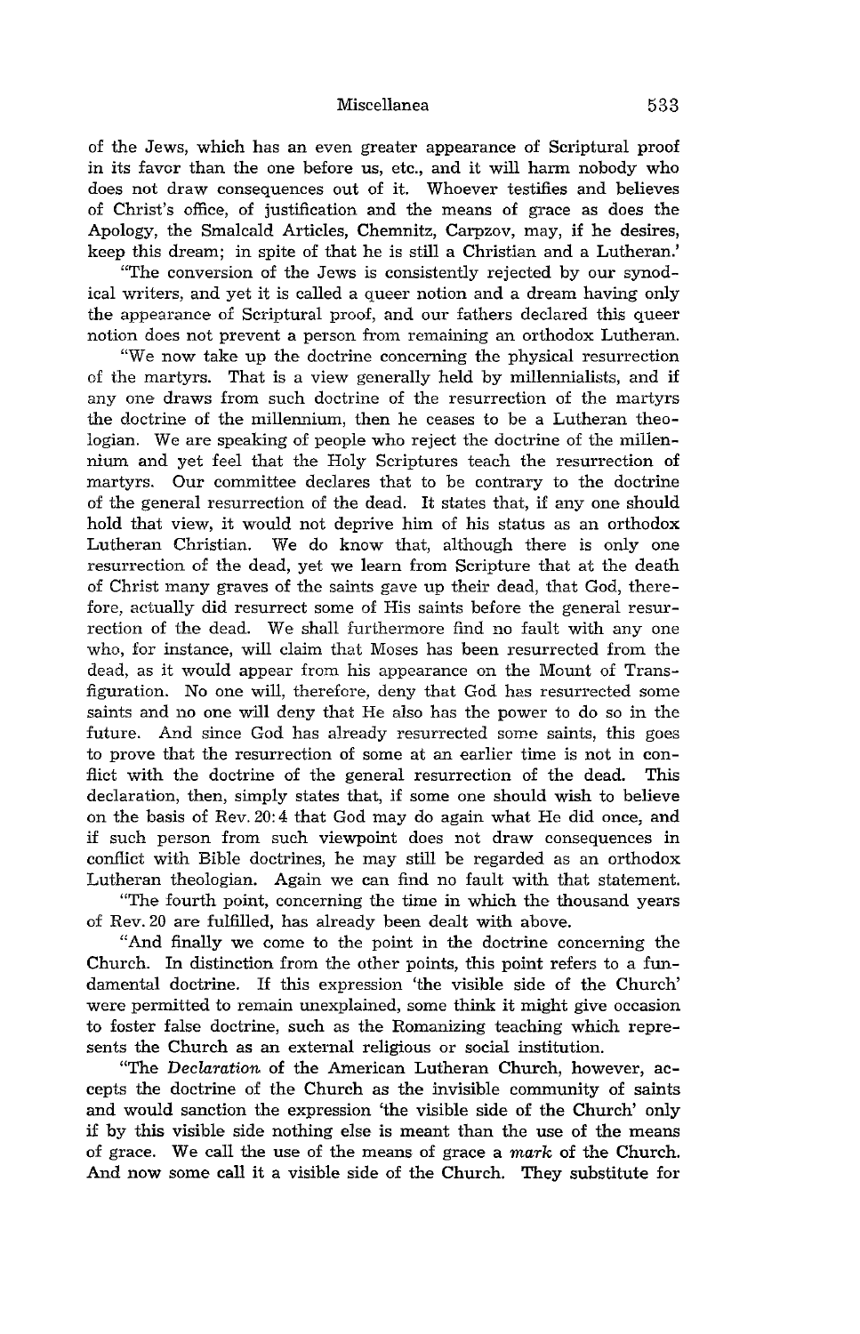of the Jews, which has an even greater appearance of Scriptural proof in its favor than the one before us, etc., and it will harm nobody who does not draw consequences out of it. Whoever testifies and believes of Christ's office, of justification and the means of grace as does the Apology, the Smalcald Articles, Chemnitz, Carpzov, may, if he desires, keep this dream; in spite of that he is still a Christian and a Lutheran.'

"The conversion of the Jews is consistently rejected by our synodical writers, and yet it is called a queer notion and a dream having only the appearance of Scriptural proof, and our fathers declared this queer notion does not prevent a person from remaining an orthodox Lutheran.

"We now take up the doctrine concerning the physical resurrection of the martyrs. That is a view generally held by millennialists, and if any one draws from such doctrine of the resurrection of the martyrs the doctrine of the millennium, then he ceases to be a Lutheran theologian. We are speaking of people who reject the doctrine of the millennium and yet feel that the Holy Scriptures teach the resurrection of martyrs. Our committee declares that to be contrary to the doctrine of the general resurrection of the dead. It states that, if any one should hold that view, it would not deprive him of his status as an orthodox Lutheran Christian. We do know that, although there is only one resurrection of the dead, yet we learn from Scripture that at the death of Christ many graves of the saints gave up their dead, that God, therefore, actually did resurrect some of His saints before the general resurrection of the dead. We shall furthermore find no fault with any one who, for instance, will claim that Moses has been resurrected from the dead, as it would appear from his appearance on the Mount of Transfiguration. No one will, therefore, deny that God has resurrected some saints and no one will deny that He also has the power to do so in the future. And since God has already resurrected some saints, this goes to prove that the resurrection of some at an earlier time is not in conflict with the doctrine of the general resurrection of the dead. This declaration, then, simply states that, if some one should wish to believe on the basis of Rev. 20:4 that God may do again what He did once, and if such person from such viewpoint does not draw consequences in conflict with Bible doctrines, he may still be regarded as an orthodox Lutheran theologian. Again we can find no fault with that statement.

"The fourth point, concerning the time in which the thousand years of Rev. 20 are fulfilled, has already been dealt with above.

"And finally we come to the point in the doctrine concerning the Church. In distinction from the other points, this point refers to a fundamental doctrine. If this expression 'the visible side of the Church' were permitted to remain unexplained, some think it might give occasion to foster false doctrine, such as the Romanizing teaching which represents the Church as an external religious or social institution.

"The *Declaration* of the American Lutheran Church, however, accepts the doctrine of the Church as the invisible community of saints and would sanction the expression 'the visible side of the Church' only if by this visible side nothing else is meant than the use of the means of grace. We call the use of the means of grace a *mark* of the Church. And now some call it a visible side of the Church. They substitute for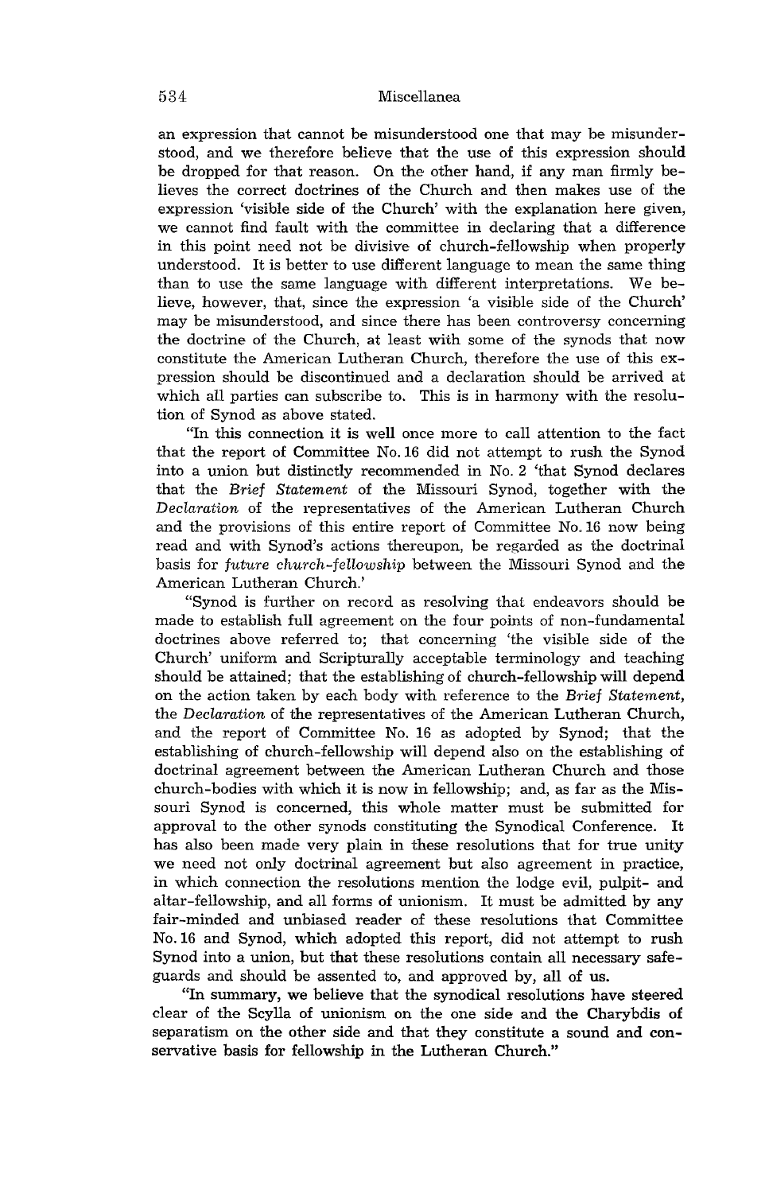an expression that cannot be misunderstood one that may be misunderstood, and we therefore believe that the use of this expression should be dropped for that reason. On the other hand, if any man firmly believes the correct doctrines of the Church and then makes use of the expression 'visible side of the Church' with the explanation here given, we cannot find fault with the committee in declaring that a difference in this point need not be divisive of church-fellowship when properly understood. It is better to use different language to mean the same thing than to use the same language with different interpretations. We believe, however, that, since the expression 'a visible side of the Church' may be misunderstood, and since there has been controversy concerning the doctrine of the Church, at least with some of the synods that now constitute the American Lutheran Church, therefore the use of this expression should be discontinued and a declaration should be arrived at which all parties can subscribe to. This is in harmony with the resolution of Synod as above stated.

"In this connection it is well once more to call attention to the fact that the report of Committee No. 16 did not attempt to rush the Synod into a union but distinctly recommended in No. 2 'that Synod declares that the *Brief Statement* of the Missouri Synod, together with the *Declaration* of the representatives of the American Lutheran Church and the provisions of this entire report of Committee No. 16 now being read and with Synod's actions thereupon, be regarded as the doctrinal basis for *future church-fellowship* between the Missouri Synod and the American Lutheran Church.'

"Synod is further on record as resolving that endeavors should be made to establish full agreement on the four points of non-fundamental doctrines above referred to; that concerning 'the visible side of the Church' uniform and Scripturally acceptable terminology and teaching should be attained; that the establishing of church-fellowship will depend on the action taken by each body with reference to the *Brief Statement*, the *Declaration* of the representatives of the American Lutheran Church, and the report of Committee No. 16 as adopted by Synod; that the establishing of church-fellowship will depend also on the establishing of doctrinal agreement between the American Lutheran Church and those church-bodies with which it is now in fellowship; and, as far as the Missouri Synod is concerned, this whole matter must be submitted for approval to the other synods constituting the Synodical Conference. It has also been made very plain in these resolutions that for true unity we need not only doctrinal agreement but also agreement in practice, in which connection the resolutions mention the lodge evil, pulpit- and altar-fellowship, and all forms of unionism. It must be admitted by any fair-minded and unbiased reader of these resolutions that Committee No. 16 and Synod, which adopted this report, did not attempt to rush Synod into a union, but that these resolutions contain all necessary safeguards and should be assented to, and approved by, all of us.

"In summary, we believe that the synodical resolutions have steered clear of the Scylla of unionism on the one side and the Charybdis of separatism on the other side and that they constitute a sound and conservative basis for fellowship in the Lutheran Church."